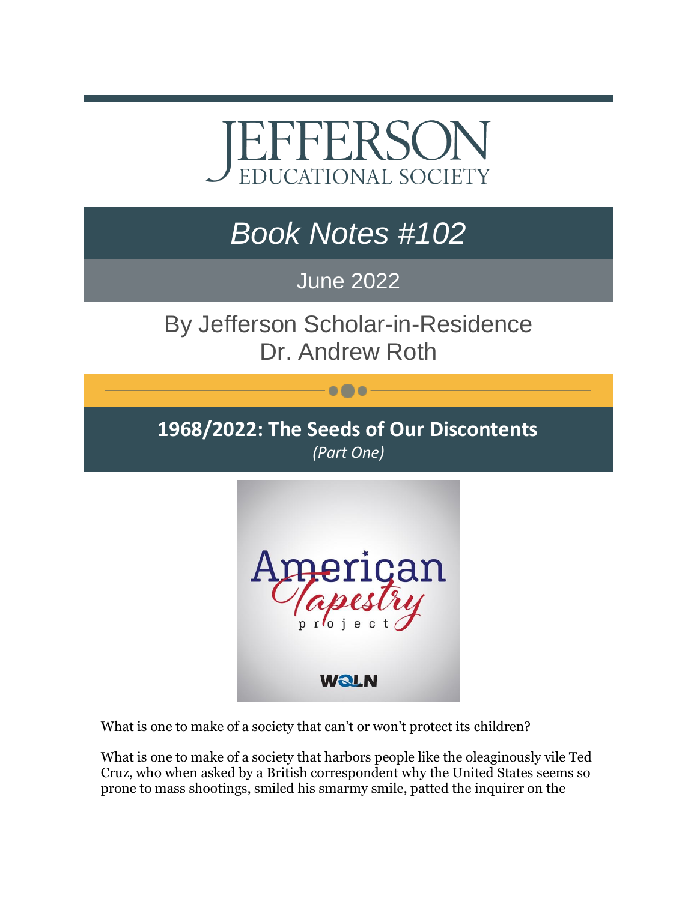# JEFFERSON EDUCATIONAL SOCIETY

## *Book Notes #102*

June 2022

By Jefferson Scholar-in-Residence
Dr. Andrew Roth

## 1968/2022: The Seeds of Our Discontents

*(Part One)*

American Tapestry project

WQLN

What is one to make of a society that can't or won't protect its children?

What is one to make of a society that harbors people like the oleaginously vile Ted Cruz, who when asked by a British correspondent why the United States seems so prone to mass shootings, smiled his smarmy smile, patted the inquirer on the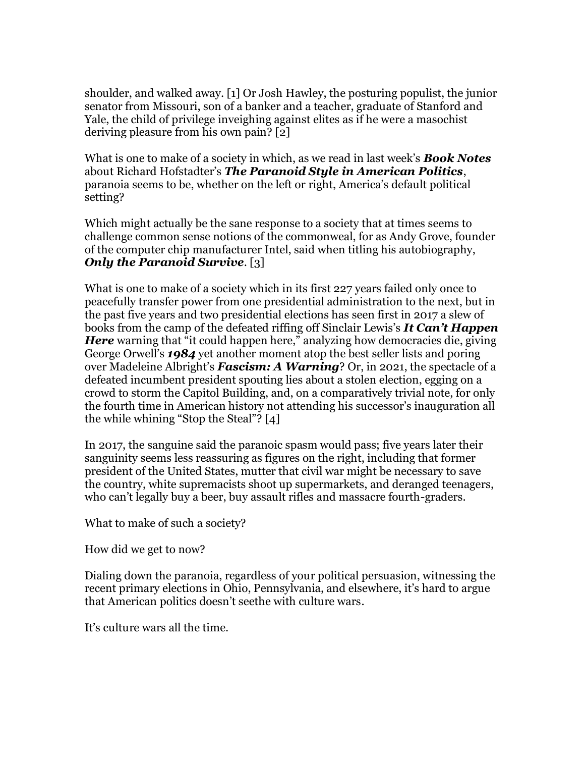shoulder, and walked away. [1] Or Josh Hawley, the posturing populist, the junior senator from Missouri, son of a banker and a teacher, graduate of Stanford and Yale, the child of privilege inveighing against elites as if he were a masochist deriving pleasure from his own pain? [2]

What is one to make of a society in which, as we read in last week's ***Book Notes*** about Richard Hofstadter's ***The Paranoid Style in American Politics***, paranoia seems to be, whether on the left or right, America's default political setting?

Which might actually be the sane response to a society that at times seems to challenge common sense notions of the commonweal, for as Andy Grove, founder of the computer chip manufacturer Intel, said when titling his autobiography, ***Only the Paranoid Survive***. [3]

What is one to make of a society which in its first 227 years failed only once to peacefully transfer power from one presidential administration to the next, but in the past five years and two presidential elections has seen first in 2017 a slew of books from the camp of the defeated riffing off Sinclair Lewis's ***It Can't Happen Here*** warning that "it could happen here," analyzing how democracies die, giving George Orwell's ***1984*** yet another moment atop the best seller lists and poring over Madeleine Albright's ***Fascism: A Warning***? Or, in 2021, the spectacle of a defeated incumbent president spouting lies about a stolen election, egging on a crowd to storm the Capitol Building, and, on a comparatively trivial note, for only the fourth time in American history not attending his successor's inauguration all the while whining "Stop the Steal"? [4]

In 2017, the sanguine said the paranoic spasm would pass; five years later their sanguinity seems less reassuring as figures on the right, including that former president of the United States, mutter that civil war might be necessary to save the country, white supremacists shoot up supermarkets, and deranged teenagers, who can't legally buy a beer, buy assault rifles and massacre fourth-graders.

What to make of such a society?

How did we get to now?

Dialing down the paranoia, regardless of your political persuasion, witnessing the recent primary elections in Ohio, Pennsylvania, and elsewhere, it's hard to argue that American politics doesn't seethe with culture wars.

It's culture wars all the time.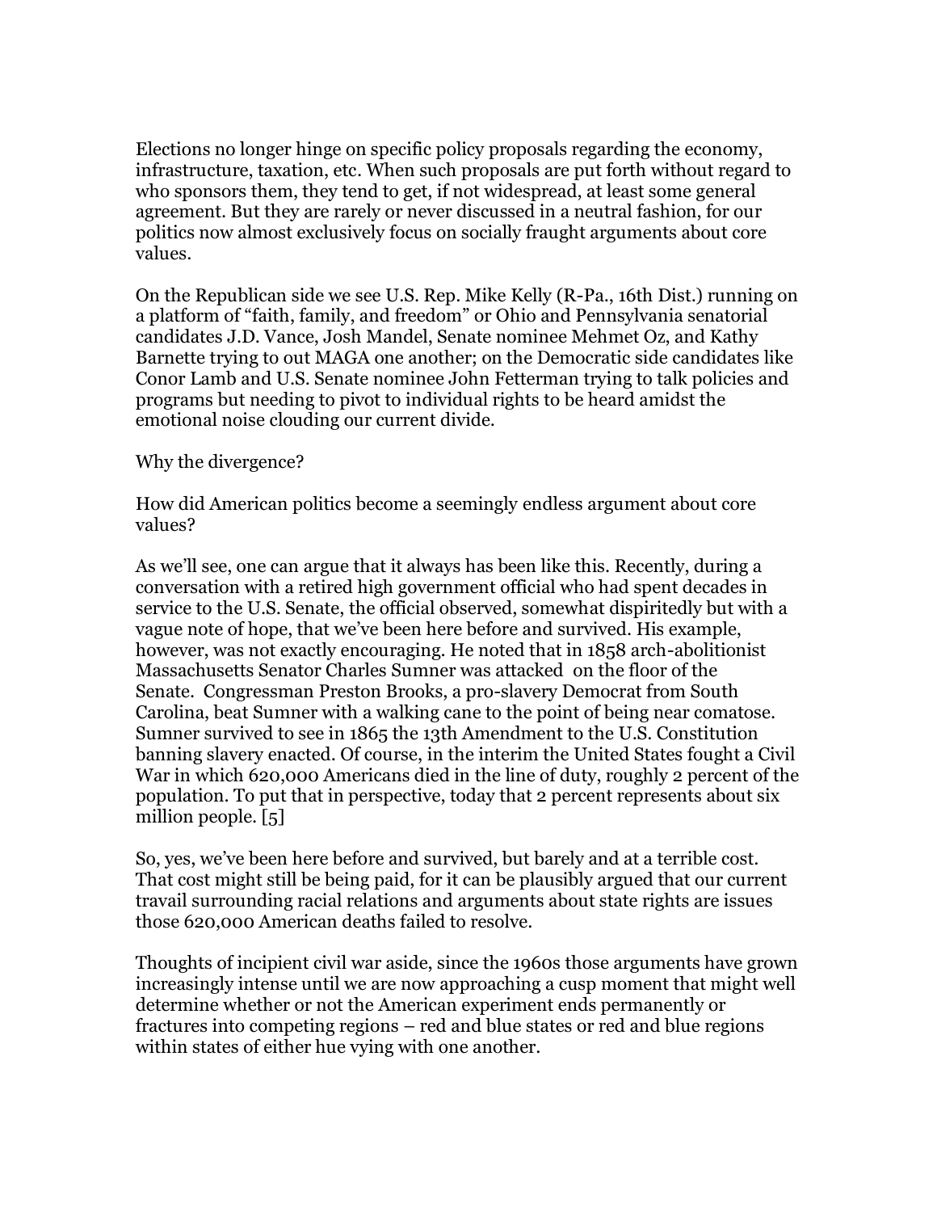Elections no longer hinge on specific policy proposals regarding the economy, infrastructure, taxation, etc. When such proposals are put forth without regard to who sponsors them, they tend to get, if not widespread, at least some general agreement. But they are rarely or never discussed in a neutral fashion, for our politics now almost exclusively focus on socially fraught arguments about core values.

On the Republican side we see U.S. Rep. Mike Kelly (R-Pa., 16th Dist.) running on a platform of "faith, family, and freedom" or Ohio and Pennsylvania senatorial candidates J.D. Vance, Josh Mandel, Senate nominee Mehmet Oz, and Kathy Barnette trying to out MAGA one another; on the Democratic side candidates like Conor Lamb and U.S. Senate nominee John Fetterman trying to talk policies and programs but needing to pivot to individual rights to be heard amidst the emotional noise clouding our current divide.

Why the divergence?

How did American politics become a seemingly endless argument about core values?

As we'll see, one can argue that it always has been like this. Recently, during a conversation with a retired high government official who had spent decades in service to the U.S. Senate, the official observed, somewhat dispiritedly but with a vague note of hope, that we've been here before and survived. His example, however, was not exactly encouraging. He noted that in 1858 arch-abolitionist Massachusetts Senator Charles Sumner was attacked on the floor of the Senate. Congressman Preston Brooks, a pro-slavery Democrat from South Carolina, beat Sumner with a walking cane to the point of being near comatose. Sumner survived to see in 1865 the 13th Amendment to the U.S. Constitution banning slavery enacted. Of course, in the interim the United States fought a Civil War in which 620,000 Americans died in the line of duty, roughly 2 percent of the population. To put that in perspective, today that 2 percent represents about six million people. [5]

So, yes, we've been here before and survived, but barely and at a terrible cost. That cost might still be being paid, for it can be plausibly argued that our current travail surrounding racial relations and arguments about state rights are issues those 620,000 American deaths failed to resolve.

Thoughts of incipient civil war aside, since the 1960s those arguments have grown increasingly intense until we are now approaching a cusp moment that might well determine whether or not the American experiment ends permanently or fractures into competing regions – red and blue states or red and blue regions within states of either hue vying with one another.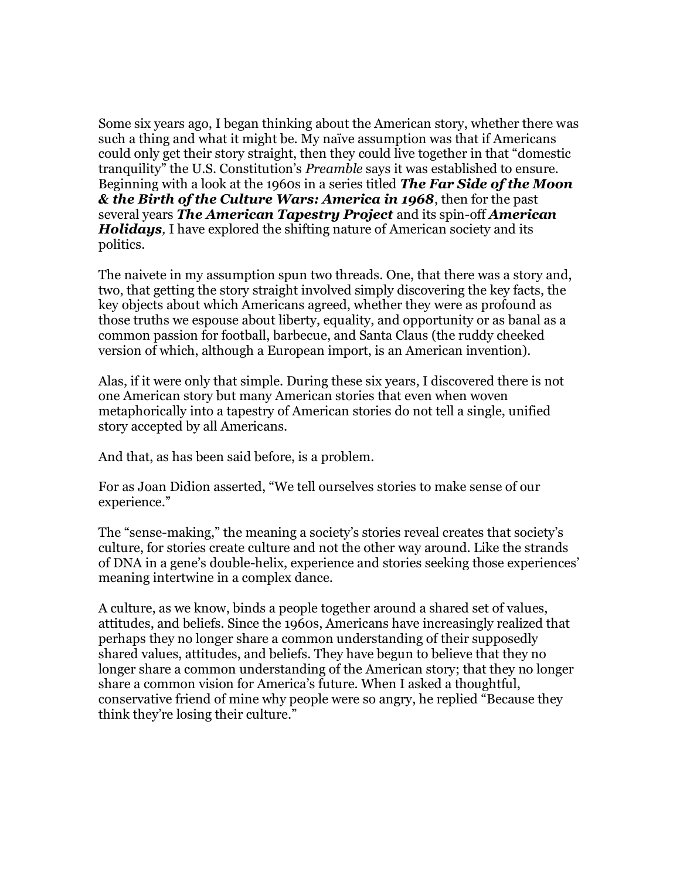Some six years ago, I began thinking about the American story, whether there was such a thing and what it might be. My naïve assumption was that if Americans could only get their story straight, then they could live together in that "domestic tranquility" the U.S. Constitution's *Preamble* says it was established to ensure. Beginning with a look at the 1960s in a series titled ***The Far Side of the Moon & the Birth of the Culture Wars: America in 1968***, then for the past several years ***The American Tapestry Project*** and its spin-off ***American Holidays,*** I have explored the shifting nature of American society and its politics.

The naivete in my assumption spun two threads. One, that there was a story and, two, that getting the story straight involved simply discovering the key facts, the key objects about which Americans agreed, whether they were as profound as those truths we espouse about liberty, equality, and opportunity or as banal as a common passion for football, barbecue, and Santa Claus (the ruddy cheeked version of which, although a European import, is an American invention).

Alas, if it were only that simple. During these six years, I discovered there is not one American story but many American stories that even when woven metaphorically into a tapestry of American stories do not tell a single, unified story accepted by all Americans.

And that, as has been said before, is a problem.

For as Joan Didion asserted, "We tell ourselves stories to make sense of our experience."

The "sense-making," the meaning a society's stories reveal creates that society's culture, for stories create culture and not the other way around. Like the strands of DNA in a gene's double-helix, experience and stories seeking those experiences' meaning intertwine in a complex dance.

A culture, as we know, binds a people together around a shared set of values, attitudes, and beliefs. Since the 1960s, Americans have increasingly realized that perhaps they no longer share a common understanding of their supposedly shared values, attitudes, and beliefs. They have begun to believe that they no longer share a common understanding of the American story; that they no longer share a common vision for America's future. When I asked a thoughtful, conservative friend of mine why people were so angry, he replied "Because they think they're losing their culture."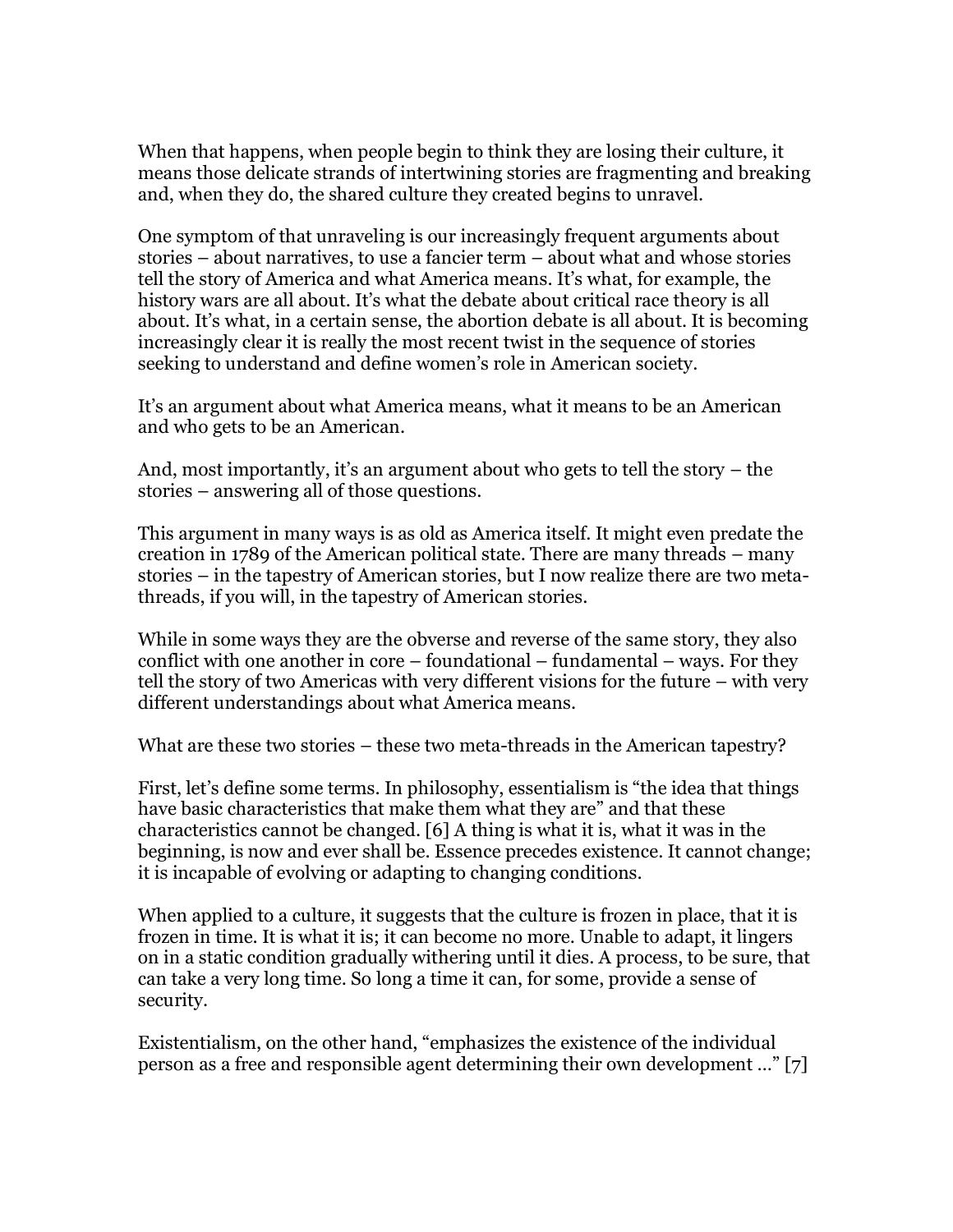When that happens, when people begin to think they are losing their culture, it means those delicate strands of intertwining stories are fragmenting and breaking and, when they do, the shared culture they created begins to unravel.

One symptom of that unraveling is our increasingly frequent arguments about stories – about narratives, to use a fancier term – about what and whose stories tell the story of America and what America means. It's what, for example, the history wars are all about. It's what the debate about critical race theory is all about. It's what, in a certain sense, the abortion debate is all about. It is becoming increasingly clear it is really the most recent twist in the sequence of stories seeking to understand and define women's role in American society.

It's an argument about what America means, what it means to be an American and who gets to be an American.

And, most importantly, it's an argument about who gets to tell the story – the stories – answering all of those questions.

This argument in many ways is as old as America itself. It might even predate the creation in 1789 of the American political state. There are many threads – many stories – in the tapestry of American stories, but I now realize there are two meta-threads, if you will, in the tapestry of American stories.

While in some ways they are the obverse and reverse of the same story, they also conflict with one another in core – foundational – fundamental – ways. For they tell the story of two Americas with very different visions for the future – with very different understandings about what America means.

What are these two stories – these two meta-threads in the American tapestry?

First, let's define some terms. In philosophy, essentialism is "the idea that things have basic characteristics that make them what they are" and that these characteristics cannot be changed. [6] A thing is what it is, what it was in the beginning, is now and ever shall be. Essence precedes existence. It cannot change; it is incapable of evolving or adapting to changing conditions.

When applied to a culture, it suggests that the culture is frozen in place, that it is frozen in time. It is what it is; it can become no more. Unable to adapt, it lingers on in a static condition gradually withering until it dies. A process, to be sure, that can take a very long time. So long a time it can, for some, provide a sense of security.

Existentialism, on the other hand, "emphasizes the existence of the individual person as a free and responsible agent determining their own development …" [7]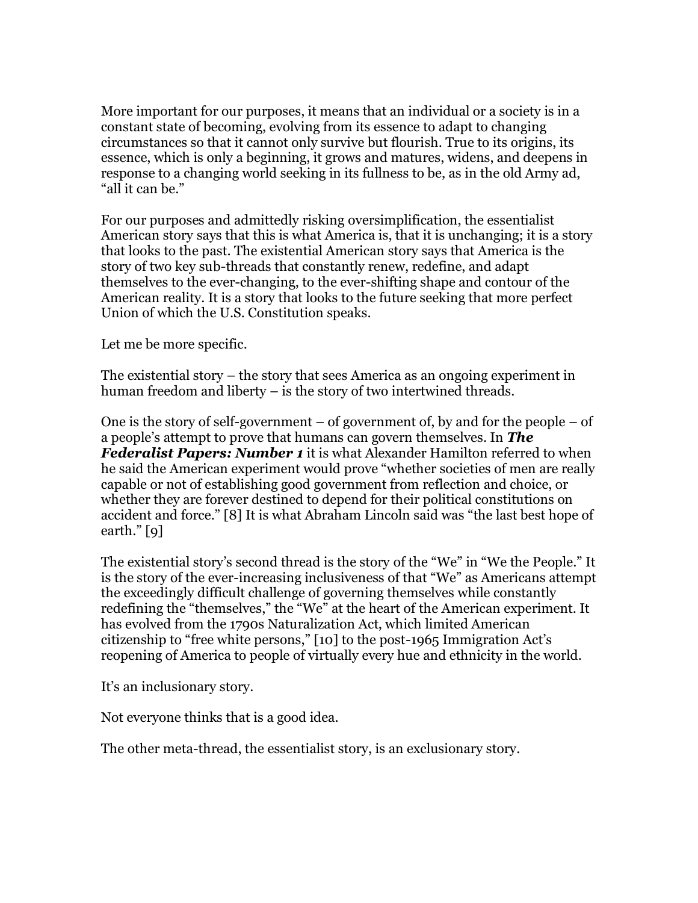More important for our purposes, it means that an individual or a society is in a constant state of becoming, evolving from its essence to adapt to changing circumstances so that it cannot only survive but flourish. True to its origins, its essence, which is only a beginning, it grows and matures, widens, and deepens in response to a changing world seeking in its fullness to be, as in the old Army ad, "all it can be."

For our purposes and admittedly risking oversimplification, the essentialist American story says that this is what America is, that it is unchanging; it is a story that looks to the past. The existential American story says that America is the story of two key sub-threads that constantly renew, redefine, and adapt themselves to the ever-changing, to the ever-shifting shape and contour of the American reality. It is a story that looks to the future seeking that more perfect Union of which the U.S. Constitution speaks.

Let me be more specific.

The existential story – the story that sees America as an ongoing experiment in human freedom and liberty – is the story of two intertwined threads.

One is the story of self-government – of government of, by and for the people – of a people's attempt to prove that humans can govern themselves. In ***The Federalist Papers: Number 1*** it is what Alexander Hamilton referred to when he said the American experiment would prove "whether societies of men are really capable or not of establishing good government from reflection and choice, or whether they are forever destined to depend for their political constitutions on accident and force." [8] It is what Abraham Lincoln said was "the last best hope of earth." [9]

The existential story's second thread is the story of the "We" in "We the People." It is the story of the ever-increasing inclusiveness of that "We" as Americans attempt the exceedingly difficult challenge of governing themselves while constantly redefining the "themselves," the "We" at the heart of the American experiment. It has evolved from the 1790s Naturalization Act, which limited American citizenship to "free white persons," [10] to the post-1965 Immigration Act's reopening of America to people of virtually every hue and ethnicity in the world.

It's an inclusionary story.

Not everyone thinks that is a good idea.

The other meta-thread, the essentialist story, is an exclusionary story.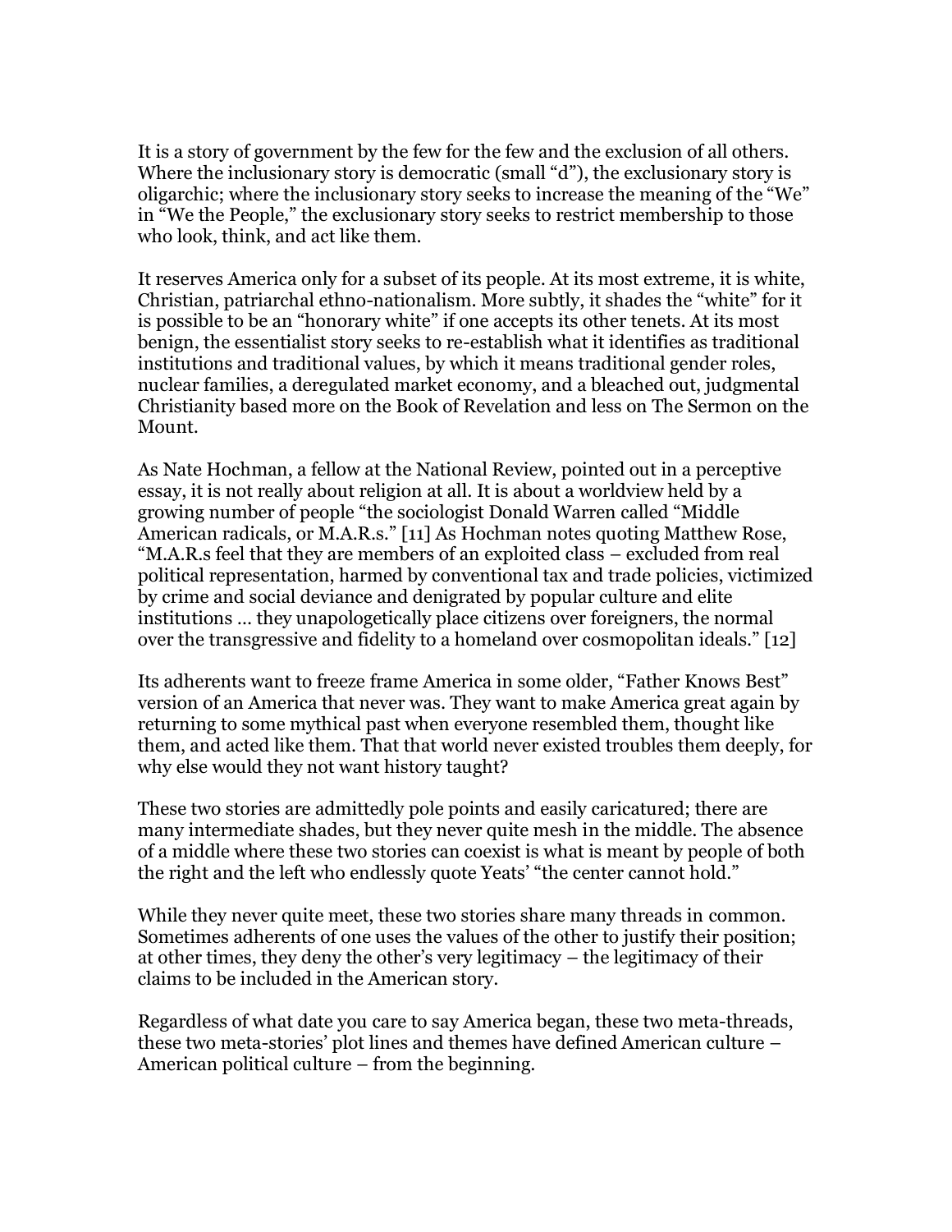It is a story of government by the few for the few and the exclusion of all others. Where the inclusionary story is democratic (small "d"), the exclusionary story is oligarchic; where the inclusionary story seeks to increase the meaning of the "We" in "We the People," the exclusionary story seeks to restrict membership to those who look, think, and act like them.

It reserves America only for a subset of its people. At its most extreme, it is white, Christian, patriarchal ethno-nationalism. More subtly, it shades the "white" for it is possible to be an "honorary white" if one accepts its other tenets. At its most benign, the essentialist story seeks to re-establish what it identifies as traditional institutions and traditional values, by which it means traditional gender roles, nuclear families, a deregulated market economy, and a bleached out, judgmental Christianity based more on the Book of Revelation and less on The Sermon on the Mount.

As Nate Hochman, a fellow at the National Review, pointed out in a perceptive essay, it is not really about religion at all. It is about a worldview held by a growing number of people "the sociologist Donald Warren called "Middle American radicals, or M.A.R.s." [11] As Hochman notes quoting Matthew Rose, "M.A.R.s feel that they are members of an exploited class – excluded from real political representation, harmed by conventional tax and trade policies, victimized by crime and social deviance and denigrated by popular culture and elite institutions … they unapologetically place citizens over foreigners, the normal over the transgressive and fidelity to a homeland over cosmopolitan ideals." [12]

Its adherents want to freeze frame America in some older, "Father Knows Best" version of an America that never was. They want to make America great again by returning to some mythical past when everyone resembled them, thought like them, and acted like them. That that world never existed troubles them deeply, for why else would they not want history taught?

These two stories are admittedly pole points and easily caricatured; there are many intermediate shades, but they never quite mesh in the middle. The absence of a middle where these two stories can coexist is what is meant by people of both the right and the left who endlessly quote Yeats' "the center cannot hold."

While they never quite meet, these two stories share many threads in common. Sometimes adherents of one uses the values of the other to justify their position; at other times, they deny the other's very legitimacy – the legitimacy of their claims to be included in the American story.

Regardless of what date you care to say America began, these two meta-threads, these two meta-stories' plot lines and themes have defined American culture – American political culture – from the beginning.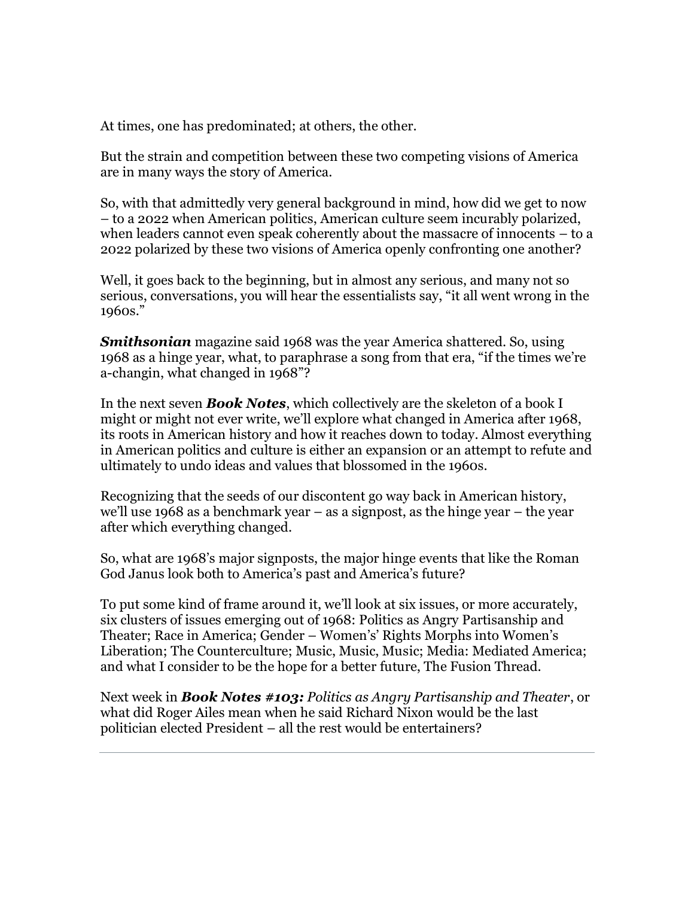At times, one has predominated; at others, the other.

But the strain and competition between these two competing visions of America are in many ways the story of America.

So, with that admittedly very general background in mind, how did we get to now – to a 2022 when American politics, American culture seem incurably polarized, when leaders cannot even speak coherently about the massacre of innocents – to a 2022 polarized by these two visions of America openly confronting one another?

Well, it goes back to the beginning, but in almost any serious, and many not so serious, conversations, you will hear the essentialists say, "it all went wrong in the 1960s."

***Smithsonian*** magazine said 1968 was the year America shattered. So, using 1968 as a hinge year, what, to paraphrase a song from that era, "if the times we're a-changin, what changed in 1968"?

In the next seven ***Book Notes***, which collectively are the skeleton of a book I might or might not ever write, we'll explore what changed in America after 1968, its roots in American history and how it reaches down to today. Almost everything in American politics and culture is either an expansion or an attempt to refute and ultimately to undo ideas and values that blossomed in the 1960s.

Recognizing that the seeds of our discontent go way back in American history, we'll use 1968 as a benchmark year – as a signpost, as the hinge year – the year after which everything changed.

So, what are 1968's major signposts, the major hinge events that like the Roman God Janus look both to America's past and America's future?

To put some kind of frame around it, we'll look at six issues, or more accurately, six clusters of issues emerging out of 1968: Politics as Angry Partisanship and Theater; Race in America; Gender – Women's' Rights Morphs into Women's Liberation; The Counterculture; Music, Music, Music; Media: Mediated America; and what I consider to be the hope for a better future, The Fusion Thread.

Next week in ***Book Notes #103:*** *Politics as Angry Partisanship and Theater*, or what did Roger Ailes mean when he said Richard Nixon would be the last politician elected President – all the rest would be entertainers?

---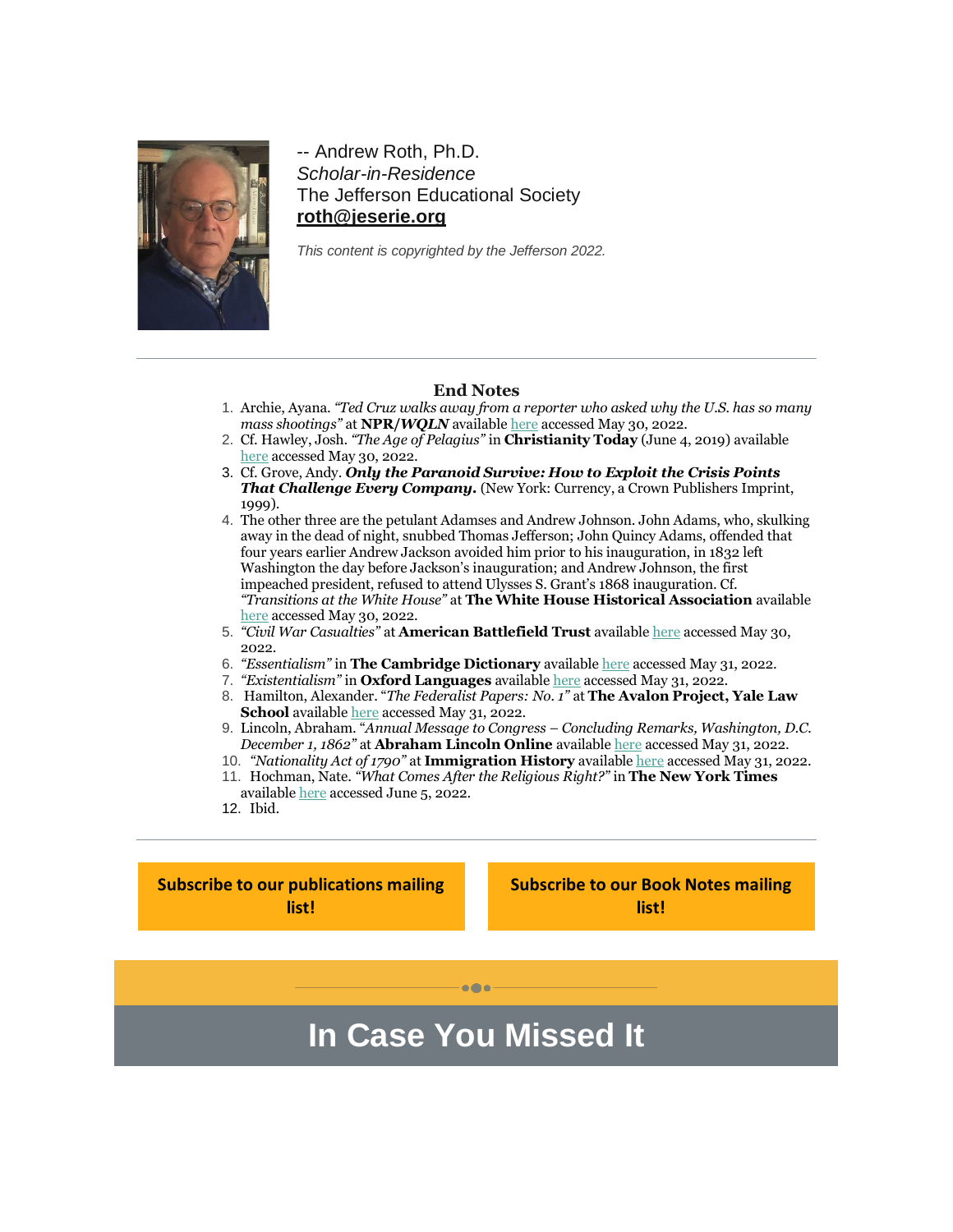-- Andrew Roth, Ph.D.
*Scholar-in-Residence*
The Jefferson Educational Society
**roth@jeserie.org**

*This content is copyrighted by the Jefferson 2022.*

---

### End Notes

1. Archie, Ayana. *"Ted Cruz walks away from a reporter who asked why the U.S. has so many mass shootings"* at **NPR/*WQLN*** available here accessed May 30, 2022.
2. Cf. Hawley, Josh. *"The Age of Pelagius"* in **Christianity Today** (June 4, 2019) available here accessed May 30, 2022.
3. Cf. Grove, Andy. ***Only the Paranoid Survive: How to Exploit the Crisis Points That Challenge Every Company.*** (New York: Currency, a Crown Publishers Imprint, 1999).
4. The other three are the petulant Adamses and Andrew Johnson. John Adams, who, skulking away in the dead of night, snubbed Thomas Jefferson; John Quincy Adams, offended that four years earlier Andrew Jackson avoided him prior to his inauguration, in 1832 left Washington the day before Jackson's inauguration; and Andrew Johnson, the first impeached president, refused to attend Ulysses S. Grant's 1868 inauguration. Cf. *"Transitions at the White House"* at **The White House Historical Association** available here accessed May 30, 2022.
5. *"Civil War Casualties"* at **American Battlefield Trust** available here accessed May 30, 2022.
6. *"Essentialism"* in **The Cambridge Dictionary** available here accessed May 31, 2022.
7. *"Existentialism"* in **Oxford Languages** available here accessed May 31, 2022.
8. Hamilton, Alexander. *"The Federalist Papers: No. 1"* at **The Avalon Project, Yale Law School** available here accessed May 31, 2022.
9. Lincoln, Abraham. *"Annual Message to Congress – Concluding Remarks, Washington, D.C. December 1, 1862"* at **Abraham Lincoln Online** available here accessed May 31, 2022.
10. *"Nationality Act of 1790"* at **Immigration History** available here accessed May 31, 2022.
11. Hochman, Nate. *"What Comes After the Religious Right?"* in **The New York Times** available here accessed June 5, 2022.
12. Ibid.

---

**Subscribe to our publications mailing list!**

**Subscribe to our Book Notes mailing list!**

# In Case You Missed It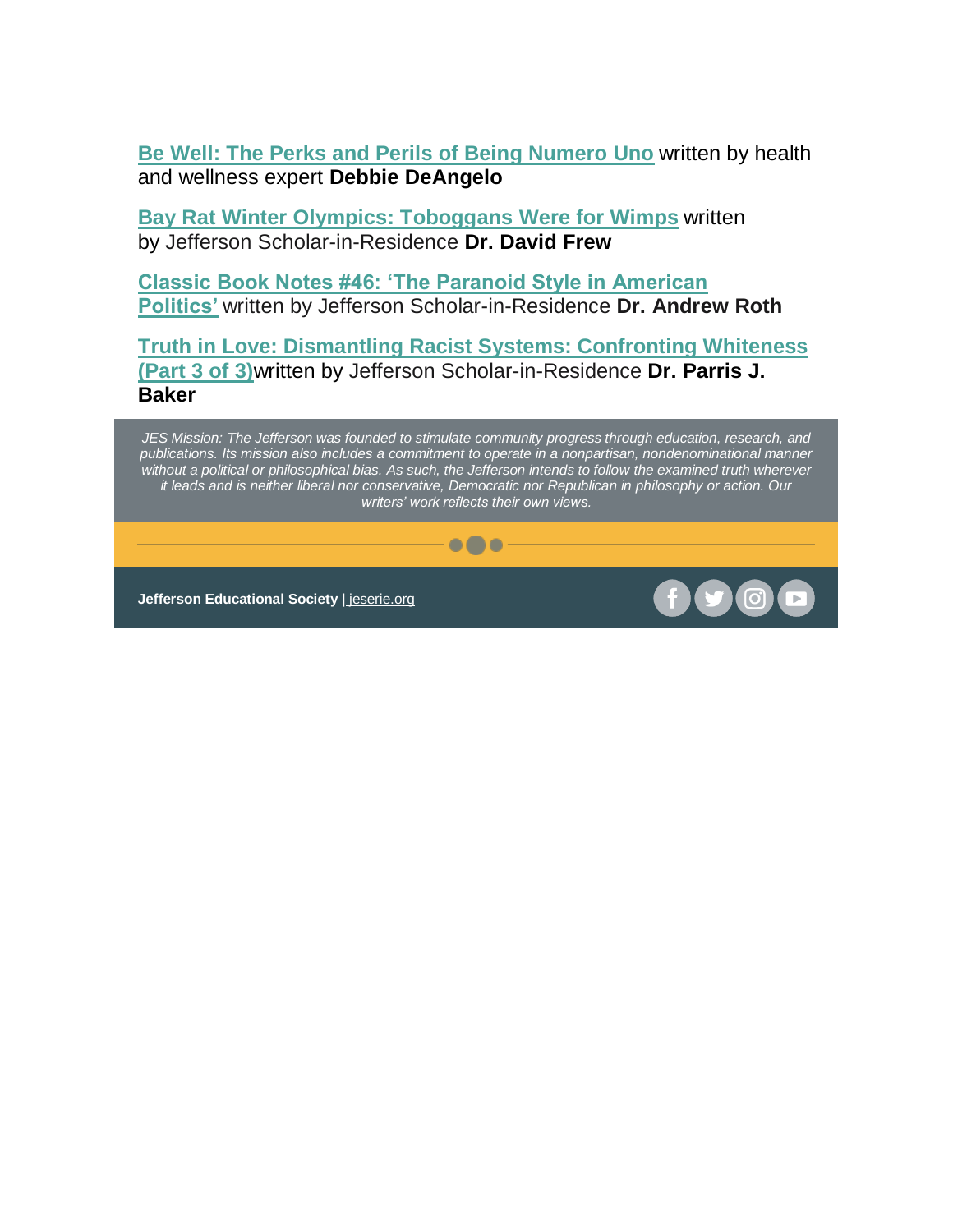**Be Well: The Perks and Perils of Being Numero Uno** written by health and wellness expert **Debbie DeAngelo**

**Bay Rat Winter Olympics: Toboggans Were for Wimps** written by Jefferson Scholar-in-Residence **Dr. David Frew**

**Classic Book Notes #46: 'The Paranoid Style in American Politics'** written by Jefferson Scholar-in-Residence **Dr. Andrew Roth**

**Truth in Love: Dismantling Racist Systems: Confronting Whiteness (Part 3 of 3)** written by Jefferson Scholar-in-Residence **Dr. Parris J. Baker**

*JES Mission: The Jefferson was founded to stimulate community progress through education, research, and publications. Its mission also includes a commitment to operate in a nonpartisan, nondenominational manner without a political or philosophical bias. As such, the Jefferson intends to follow the examined truth wherever it leads and is neither liberal nor conservative, Democratic nor Republican in philosophy or action. Our writers' work reflects their own views.*

**Jefferson Educational Society** | jeserie.org